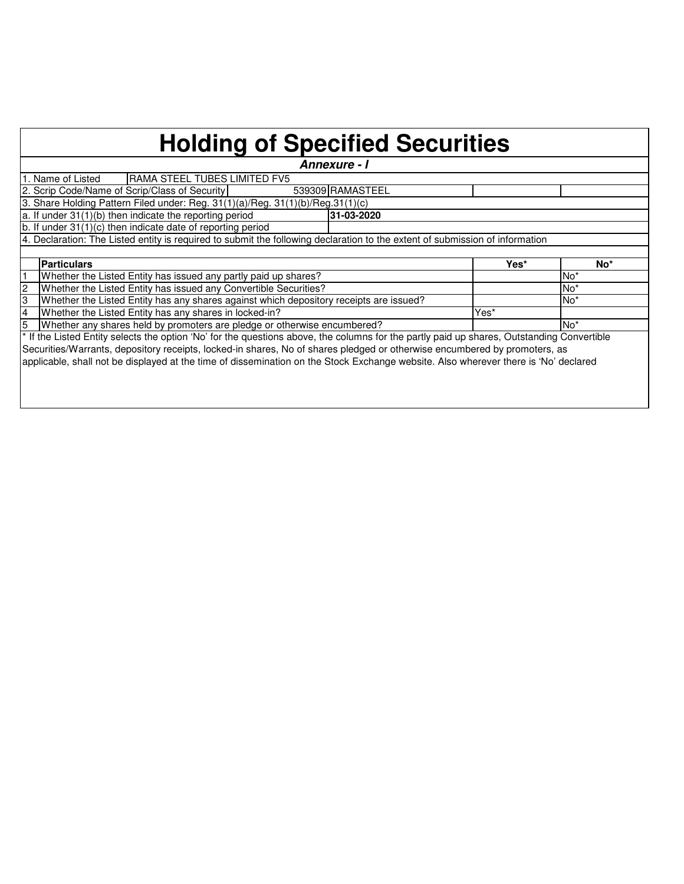# Holding of Specified Securities

***Annexure - I***

| | | | |
|---|---|---|---|
| 1. Name of Listed | RAMA STEEL TUBES LIMITED FV5 | | |
| 2. Scrip Code/Name of Scrip/Class of Security | 539309 RAMASTEEL | | |
| 3. Share Holding Pattern Filed under: Reg. 31(1)(a)/Reg. 31(1)(b)/Reg.31(1)(c) | | | |
| a. If under 31(1)(b) then indicate the reporting period | **31-03-2020** | | |
| b. If under 31(1)(c) then indicate date of reporting period | | | |

4. Declaration: The Listed entity is required to submit the following declaration to the extent of submission of information

| | Particulars | Yes* | No* |
|---|---|---|---|
| 1 | Whether the Listed Entity has issued any partly paid up shares? | | No* |
| 2 | Whether the Listed Entity has issued any Convertible Securities? | | No* |
| 3 | Whether the Listed Entity has any shares against which depository receipts are issued? | | No* |
| 4 | Whether the Listed Entity has any shares in locked-in? | Yes* | |
| 5 | Whether any shares held by promoters are pledge or otherwise encumbered? | | No* |

* If the Listed Entity selects the option 'No' for the questions above, the columns for the partly paid up shares, Outstanding Convertible Securities/Warrants, depository receipts, locked-in shares, No of shares pledged or otherwise encumbered by promoters, as applicable, shall not be displayed at the time of dissemination on the Stock Exchange website. Also wherever there is 'No' declared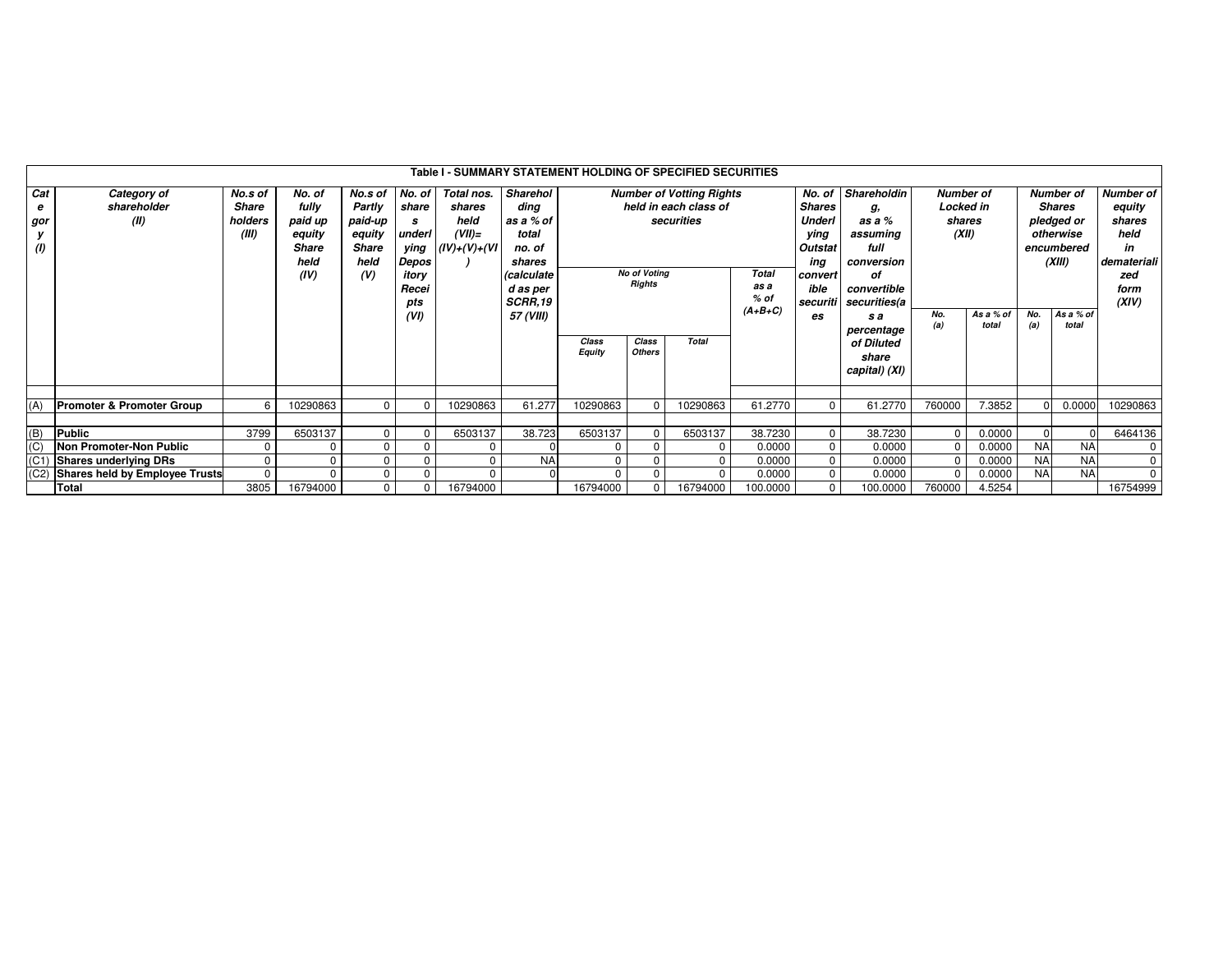## Table I - SUMMARY STATEMENT HOLDING OF SPECIFIED SECURITIES

| Category (I) | Category of shareholder (II) | No.s of Share holders (III) | No. of fully paid up equity Share held (IV) | No.s of Partly paid-up equity Share held (V) | No. of shares underlying Depository Receipts (VI) | Total nos. shares held (VII)= (IV)+(V)+(VI) | Shareholding as a % of total no. of shares (calculated as per SCRR,1957 (VIII) | Number of Votting Rights held in each class of securities | | | | No. of Shares Underlying Outstating convertible securities | Shareholding, as a % assuming full conversion of convertible securities(as a percentage of Diluted share capital) (XI) | Number of Locked in shares (XII) | | Number of Shares pledged or otherwise encumbered (XIII) | | Number of equity shares held in dematerialized form (XIV) |
|---|---|---|---|---|---|---|---|---|---|---|---|---|---|---|---|---|---|---|
| | | | | | | | | No of Voting Rights | | | Total as a % of (A+B+C) | | | No. (a) | As a % of total | No. (a) | As a % of total | |
| | | | | | | | | Class Equity | Class Others | Total | | | | | | | | |
| (A) | **Promoter & Promoter Group** | 6 | 10290863 | 0 | 0 | 10290863 | 61.277 | 10290863 | 0 | 10290863 | 61.2770 | 0 | 61.2770 | 760000 | 7.3852 | 0 | 0.0000 | 10290863 |
| (B) | **Public** | 3799 | 6503137 | 0 | 0 | 6503137 | 38.723 | 6503137 | 0 | 6503137 | 38.7230 | 0 | 38.7230 | 0 | 0.0000 | 0 | 0 | 6464136 |
| (C) | **Non Promoter-Non Public** | 0 | 0 | 0 | 0 | 0 | 0 | 0 | 0 | 0 | 0.0000 | 0 | 0.0000 | 0 | 0.0000 | NA | NA | 0 |
| (C1) | **Shares underlying DRs** | 0 | 0 | 0 | 0 | 0 | NA | 0 | 0 | 0 | 0.0000 | 0 | 0.0000 | 0 | 0.0000 | NA | NA | 0 |
| (C2) | **Shares held by Employee Trusts** | 0 | 0 | 0 | 0 | 0 | 0 | 0 | 0 | 0 | 0.0000 | 0 | 0.0000 | 0 | 0.0000 | NA | NA | 0 |
| | **Total** | 3805 | 16794000 | 0 | 0 | 16794000 | | 16794000 | 0 | 16794000 | 100.0000 | 0 | 100.0000 | 760000 | 4.5254 | | | 16754999 |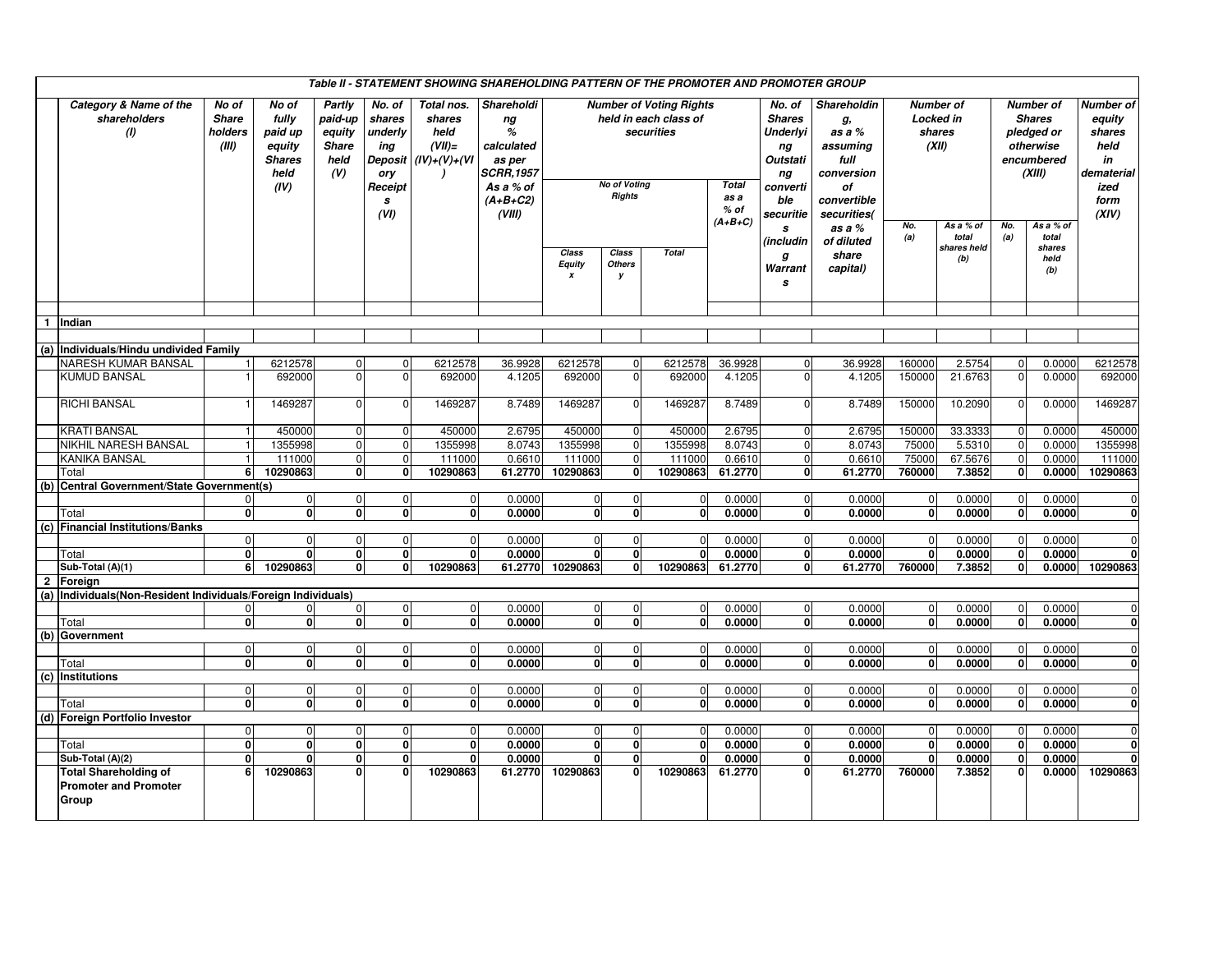### Table II - STATEMENT SHOWING SHAREHOLDING PATTERN OF THE PROMOTER AND PROMOTER GROUP

| | Category & Name of the shareholders (I) | No of Share holders (III) | No of fully paid up equity Shares held (IV) | Partly paid-up equity Share held (V) | No. of shares underlying Depository Receipts (VI) | Total nos. shares held (VII)= (IV)+(V)+(VI) | Shareholding % calculated as per SCRR,1957 As a % of (A+B+C2) (VIII) | Number of Voting Rights held in each class of securities | | | | No. of Shares Underlying Outstanding convertible securities (including Warrants) | Shareholding, as a % assuming full conversion of convertible securities( as a % of diluted share capital) | Number of Locked in shares (XII) | | Number of Shares pledged or otherwise encumbered (XIII) | | Number of equity shares held in dematerialized form (XIV) |
|---|---|---|---|---|---|---|---|---|---|---|---|---|---|---|---|---|---|---|
| | | | | | | | | No of Voting Rights | | | Total as a % of (A+B+C) | | | No. (a) | As a % of total shares held (b) | No. (a) | As a % of total shares held (b) | |
| | | | | | | | | Class Equity x | Class Others y | Total | | | | | | | | |
| **1** | **Indian** | | | | | | | | | | | | | | | | | |
| **(a)** | **Individuals/Hindu undivided Family** | | | | | | | | | | | | | | | | | |
| | NARESH KUMAR BANSAL | 1 | 6212578 | 0 | 0 | 6212578 | 36.9928 | 6212578 | 0 | 6212578 | 36.9928 | 0 | 36.9928 | 160000 | 2.5754 | 0 | 0.0000 | 6212578 |
| | KUMUD BANSAL | 1 | 692000 | 0 | 0 | 692000 | 4.1205 | 692000 | 0 | 692000 | 4.1205 | 0 | 4.1205 | 150000 | 21.6763 | 0 | 0.0000 | 692000 |
| | RICHI BANSAL | 1 | 1469287 | 0 | 0 | 1469287 | 8.7489 | 1469287 | 0 | 1469287 | 8.7489 | 0 | 8.7489 | 150000 | 10.2090 | 0 | 0.0000 | 1469287 |
| | KRATI BANSAL | 1 | 450000 | 0 | 0 | 450000 | 2.6795 | 450000 | 0 | 450000 | 2.6795 | 0 | 2.6795 | 150000 | 33.3333 | 0 | 0.0000 | 450000 |
| | NIKHIL NARESH BANSAL | 1 | 1355998 | 0 | 0 | 1355998 | 8.0743 | 1355998 | 0 | 1355998 | 8.0743 | 0 | 8.0743 | 75000 | 5.5310 | 0 | 0.0000 | 1355998 |
| | KANIKA BANSAL | 1 | 111000 | 0 | 0 | 111000 | 0.6610 | 111000 | 0 | 111000 | 0.6610 | 0 | 0.6610 | 75000 | 67.5676 | 0 | 0.0000 | 111000 |
| | Total | **6** | **10290863** | **0** | **0** | **10290863** | **61.2770** | **10290863** | **0** | **10290863** | **61.2770** | **0** | **61.2770** | **760000** | **7.3852** | **0** | **0.0000** | **10290863** |
| **(b)** | **Central Government/State Government(s)** | | | | | | | | | | | | | | | | | |
| | | 0 | 0 | 0 | 0 | 0 | 0.0000 | 0 | 0 | 0 | 0.0000 | 0 | 0.0000 | 0 | 0.0000 | 0 | 0.0000 | 0 |
| | Total | **0** | **0** | **0** | **0** | **0** | **0.0000** | **0** | **0** | **0** | **0.0000** | **0** | **0.0000** | **0** | **0.0000** | **0** | **0.0000** | **0** |
| **(c)** | **Financial Institutions/Banks** | | | | | | | | | | | | | | | | | |
| | | 0 | 0 | 0 | 0 | 0 | 0.0000 | 0 | 0 | 0 | 0.0000 | 0 | 0.0000 | 0 | 0.0000 | 0 | 0.0000 | 0 |
| | Total | **0** | **0** | **0** | **0** | **0** | **0.0000** | **0** | **0** | **0** | **0.0000** | **0** | **0.0000** | **0** | **0.0000** | **0** | **0.0000** | **0** |
| | **Sub-Total (A)(1)** | **6** | **10290863** | **0** | **0** | **10290863** | **61.2770** | **10290863** | **0** | **10290863** | **61.2770** | **0** | **61.2770** | **760000** | **7.3852** | **0** | **0.0000** | **10290863** |
| **2** | **Foreign** | | | | | | | | | | | | | | | | | |
| **(a)** | **Individuals(Non-Resident Individuals/Foreign Individuals)** | | | | | | | | | | | | | | | | | |
| | | 0 | 0 | 0 | 0 | 0 | 0.0000 | 0 | 0 | 0 | 0.0000 | 0 | 0.0000 | 0 | 0.0000 | 0 | 0.0000 | 0 |
| | Total | **0** | **0** | **0** | **0** | **0** | **0.0000** | **0** | **0** | **0** | **0.0000** | **0** | **0.0000** | **0** | **0.0000** | **0** | **0.0000** | **0** |
| **(b)** | **Government** | | | | | | | | | | | | | | | | | |
| | | 0 | 0 | 0 | 0 | 0 | 0.0000 | 0 | 0 | 0 | 0.0000 | 0 | 0.0000 | 0 | 0.0000 | 0 | 0.0000 | 0 |
| | Total | **0** | **0** | **0** | **0** | **0** | **0.0000** | **0** | **0** | **0** | **0.0000** | **0** | **0.0000** | **0** | **0.0000** | **0** | **0.0000** | **0** |
| **(c)** | **Institutions** | | | | | | | | | | | | | | | | | |
| | | 0 | 0 | 0 | 0 | 0 | 0.0000 | 0 | 0 | 0 | 0.0000 | 0 | 0.0000 | 0 | 0.0000 | 0 | 0.0000 | 0 |
| | Total | **0** | **0** | **0** | **0** | **0** | **0.0000** | **0** | **0** | **0** | **0.0000** | **0** | **0.0000** | **0** | **0.0000** | **0** | **0.0000** | **0** |
| **(d)** | **Foreign Portfolio Investor** | | | | | | | | | | | | | | | | | |
| | | 0 | 0 | 0 | 0 | 0 | 0.0000 | 0 | 0 | 0 | 0.0000 | 0 | 0.0000 | 0 | 0.0000 | 0 | 0.0000 | 0 |
| | Total | **0** | **0** | **0** | **0** | **0** | **0.0000** | **0** | **0** | **0** | **0.0000** | **0** | **0.0000** | **0** | **0.0000** | **0** | **0.0000** | **0** |
| | **Sub-Total (A)(2)** | **0** | **0** | **0** | **0** | **0** | **0.0000** | **0** | **0** | **0** | **0.0000** | **0** | **0.0000** | **0** | **0.0000** | **0** | **0.0000** | **0** |
| | **Total Shareholding of Promoter and Promoter Group** | **6** | **10290863** | **0** | **0** | **10290863** | **61.2770** | **10290863** | **0** | **10290863** | **61.2770** | **0** | **61.2770** | **760000** | **7.3852** | **0** | **0.0000** | **10290863** |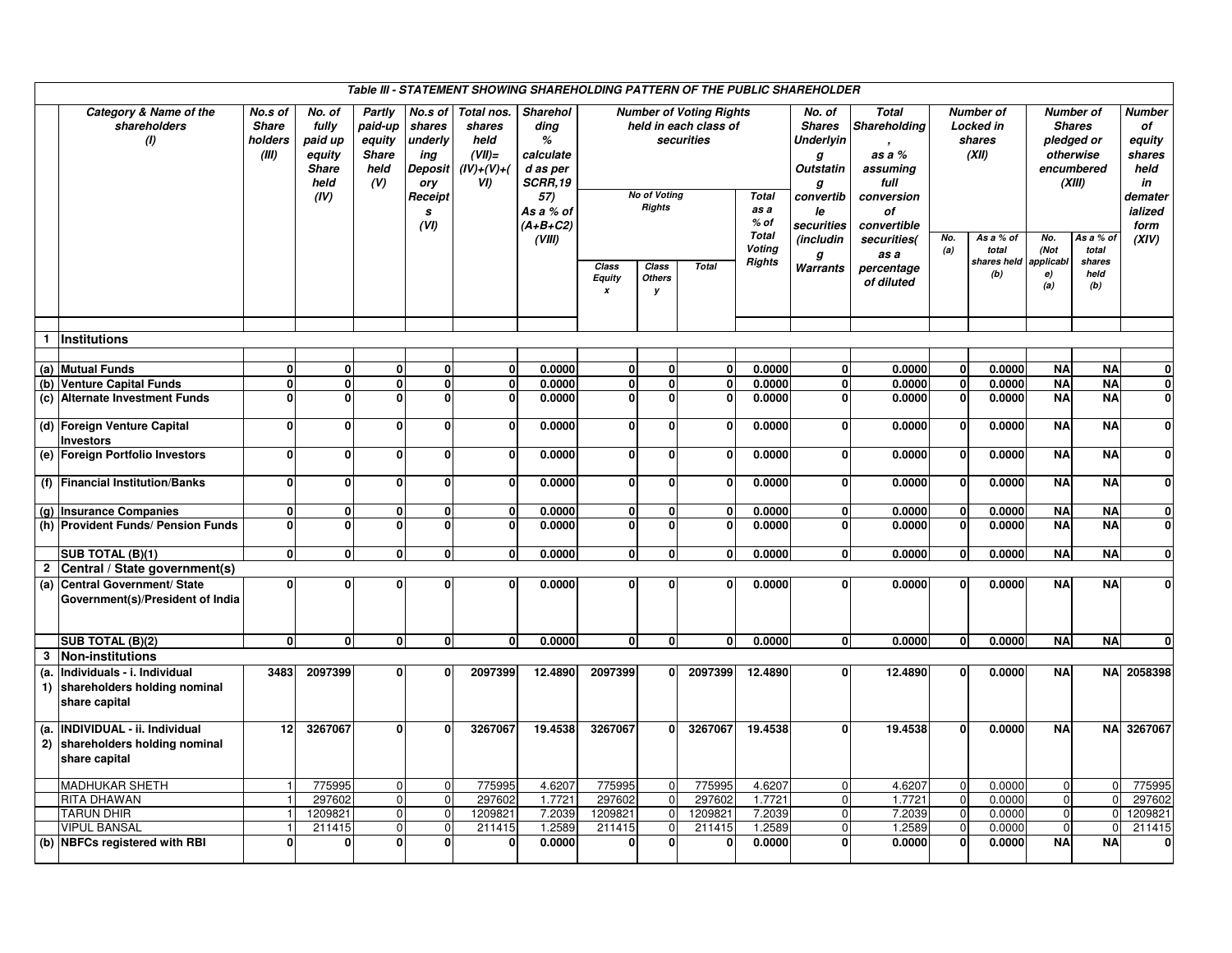| | Table III - STATEMENT SHOWING SHAREHOLDING PATTERN OF THE PUBLIC SHAREHOLDER | | | | | | | | | | | | | | | | | |
|---|---|---|---|---|---|---|---|---|---|---|---|---|---|---|---|---|---|---|
| | Category & Name of the shareholders (I) | No.s of Share holders (III) | No. of fully paid up equity Share held (IV) | Partly paid-up equity Share held (V) | No.s of shares underlying Depository Receipts (VI) | Total nos. shares held (VII)= (IV)+(V)+(VI) | Shareholding % calculated as per SCRR,1957) As a % of (A+B+C2) (VIII) | Number of Voting Rights held in each class of securities | | | | No. of Shares Underlying Outstanting convertible securities (including Warrants | Total Shareholding , as a % assuming full conversion of convertible securities( as a percentage of diluted | Number of Locked in shares (XII) | | Number of Shares pledged or otherwise encumbered (XIII) | | Number of equity shares held in dematerialized form (XIV) |
| | | | | | | | | No of Voting Rights | | | Total as a % of Total Voting Rights | | | No. (a) | As a % of total shares held (b) | No. (Not applicable) (a) | As a % of total shares held (b) | |
| | | | | | | | | Class Equity x | Class Others y | Total | | | | | | | | |
| 1 | Institutions | | | | | | | | | | | | | | | | | |
| (a) | Mutual Funds | 0 | 0 | 0 | 0 | 0 | 0.0000 | 0 | 0 | 0 | 0.0000 | 0 | 0.0000 | 0 | 0.0000 | NA | NA | 0 |
| (b) | Venture Capital Funds | 0 | 0 | 0 | 0 | 0 | 0.0000 | 0 | 0 | 0 | 0.0000 | 0 | 0.0000 | 0 | 0.0000 | NA | NA | 0 |
| (c) | Alternate Investment Funds | 0 | 0 | 0 | 0 | 0 | 0.0000 | 0 | 0 | 0 | 0.0000 | 0 | 0.0000 | 0 | 0.0000 | NA | NA | 0 |
| (d) | Foreign Venture Capital Investors | 0 | 0 | 0 | 0 | 0 | 0.0000 | 0 | 0 | 0 | 0.0000 | 0 | 0.0000 | 0 | 0.0000 | NA | NA | 0 |
| (e) | Foreign Portfolio Investors | 0 | 0 | 0 | 0 | 0 | 0.0000 | 0 | 0 | 0 | 0.0000 | 0 | 0.0000 | 0 | 0.0000 | NA | NA | 0 |
| (f) | Financial Institution/Banks | 0 | 0 | 0 | 0 | 0 | 0.0000 | 0 | 0 | 0 | 0.0000 | 0 | 0.0000 | 0 | 0.0000 | NA | NA | 0 |
| (g) | Insurance Companies | 0 | 0 | 0 | 0 | 0 | 0.0000 | 0 | 0 | 0 | 0.0000 | 0 | 0.0000 | 0 | 0.0000 | NA | NA | 0 |
| (h) | Provident Funds/ Pension Funds | 0 | 0 | 0 | 0 | 0 | 0.0000 | 0 | 0 | 0 | 0.0000 | 0 | 0.0000 | 0 | 0.0000 | NA | NA | 0 |
| | SUB TOTAL (B)(1) | 0 | 0 | 0 | 0 | 0 | 0.0000 | 0 | 0 | 0 | 0.0000 | 0 | 0.0000 | 0 | 0.0000 | NA | NA | 0 |
| 2 | Central / State government(s) | | | | | | | | | | | | | | | | | |
| (a) | Central Government/ State Government(s)/President of India | 0 | 0 | 0 | 0 | 0 | 0.0000 | 0 | 0 | 0 | 0.0000 | 0 | 0.0000 | 0 | 0.0000 | NA | NA | 0 |
| | SUB TOTAL (B)(2) | 0 | 0 | 0 | 0 | 0 | 0.0000 | 0 | 0 | 0 | 0.0000 | 0 | 0.0000 | 0 | 0.0000 | NA | NA | 0 |
| 3 | Non-institutions | | | | | | | | | | | | | | | | | |
| (a.1) | Individuals - i. Individual shareholders holding nominal share capital | 3483 | 2097399 | 0 | 0 | 2097399 | 12.4890 | 2097399 | 0 | 2097399 | 12.4890 | 0 | 12.4890 | 0 | 0.0000 | NA | NA | 2058398 |
| (a.2) | INDIVIDUAL - ii. Individual shareholders holding nominal share capital | 12 | 3267067 | 0 | 0 | 3267067 | 19.4538 | 3267067 | 0 | 3267067 | 19.4538 | 0 | 19.4538 | 0 | 0.0000 | NA | NA | 3267067 |
| | MADHUKAR SHETH | 1 | 775995 | 0 | 0 | 775995 | 4.6207 | 775995 | 0 | 775995 | 4.6207 | 0 | 4.6207 | 0 | 0.0000 | 0 | 0 | 775995 |
| | RITA DHAWAN | 1 | 297602 | 0 | 0 | 297602 | 1.7721 | 297602 | 0 | 297602 | 1.7721 | 0 | 1.7721 | 0 | 0.0000 | 0 | 0 | 297602 |
| | TARUN DHIR | 1 | 1209821 | 0 | 0 | 1209821 | 7.2039 | 1209821 | 0 | 1209821 | 7.2039 | 0 | 7.2039 | 0 | 0.0000 | 0 | 0 | 1209821 |
| | VIPUL BANSAL | 1 | 211415 | 0 | 0 | 211415 | 1.2589 | 211415 | 0 | 211415 | 1.2589 | 0 | 1.2589 | 0 | 0.0000 | 0 | 0 | 211415 |
| (b) | NBFCs registered with RBI | 0 | 0 | 0 | 0 | 0 | 0.0000 | 0 | 0 | 0 | 0.0000 | 0 | 0.0000 | 0 | 0.0000 | NA | NA | 0 |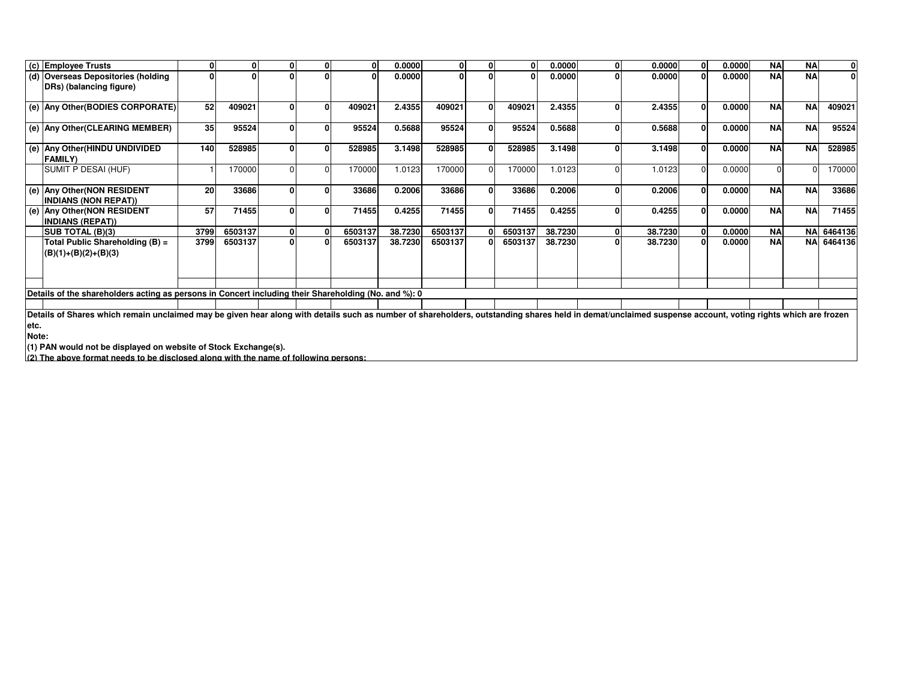| (c) | Employee Trusts | 0 | 0 | 0 | 0 | 0 | 0.0000 | 0 | 0 | 0 | 0.0000 | 0 | 0.0000 | 0 | 0.0000 | NA | NA | 0 |
|---|---|---|---|---|---|---|---|---|---|---|---|---|---|---|---|---|---|---|
| (d) | Overseas Depositories (holding DRs) (balancing figure) | 0 | 0 | 0 | 0 | 0 | 0.0000 | 0 | 0 | 0 | 0.0000 | 0 | 0.0000 | 0 | 0.0000 | NA | NA | 0 |
| (e) | Any Other(BODIES CORPORATE) | 52 | 409021 | 0 | 0 | 409021 | 2.4355 | 409021 | 0 | 409021 | 2.4355 | 0 | 2.4355 | 0 | 0.0000 | NA | NA | 409021 |
| (e) | Any Other(CLEARING MEMBER) | 35 | 95524 | 0 | 0 | 95524 | 0.5688 | 95524 | 0 | 95524 | 0.5688 | 0 | 0.5688 | 0 | 0.0000 | NA | NA | 95524 |
| (e) | Any Other(HINDU UNDIVIDED FAMILY) | 140 | 528985 | 0 | 0 | 528985 | 3.1498 | 528985 | 0 | 528985 | 3.1498 | 0 | 3.1498 | 0 | 0.0000 | NA | NA | 528985 |
| | SUMIT P DESAI (HUF) | 1 | 170000 | 0 | 0 | 170000 | 1.0123 | 170000 | 0 | 170000 | 1.0123 | 0 | 1.0123 | 0 | 0.0000 | 0 | 0 | 170000 |
| (e) | Any Other(NON RESIDENT INDIANS (NON REPAT)) | 20 | 33686 | 0 | 0 | 33686 | 0.2006 | 33686 | 0 | 33686 | 0.2006 | 0 | 0.2006 | 0 | 0.0000 | NA | NA | 33686 |
| (e) | Any Other(NON RESIDENT INDIANS (REPAT)) | 57 | 71455 | 0 | 0 | 71455 | 0.4255 | 71455 | 0 | 71455 | 0.4255 | 0 | 0.4255 | 0 | 0.0000 | NA | NA | 71455 |
| | SUB TOTAL (B)(3) | 3799 | 6503137 | 0 | 0 | 6503137 | 38.7230 | 6503137 | 0 | 6503137 | 38.7230 | 0 | 38.7230 | 0 | 0.0000 | NA | NA | 6464136 |
| | Total Public Shareholding (B) = (B)(1)+(B)(2)+(B)(3) | 3799 | 6503137 | 0 | 0 | 6503137 | 38.7230 | 6503137 | 0 | 6503137 | 38.7230 | 0 | 38.7230 | 0 | 0.0000 | NA | NA | 6464136 |

**Details of the shareholders acting as persons in Concert including their Shareholding (No. and %): 0**

**Details of Shares which remain unclaimed may be given hear along with details such as number of shareholders, outstanding shares held in demat/unclaimed suspense account, voting rights which are frozen etc.**

**Note:**

**(1) PAN would not be displayed on website of Stock Exchange(s).**

**(2) The above format needs to be disclosed along with the name of following persons:**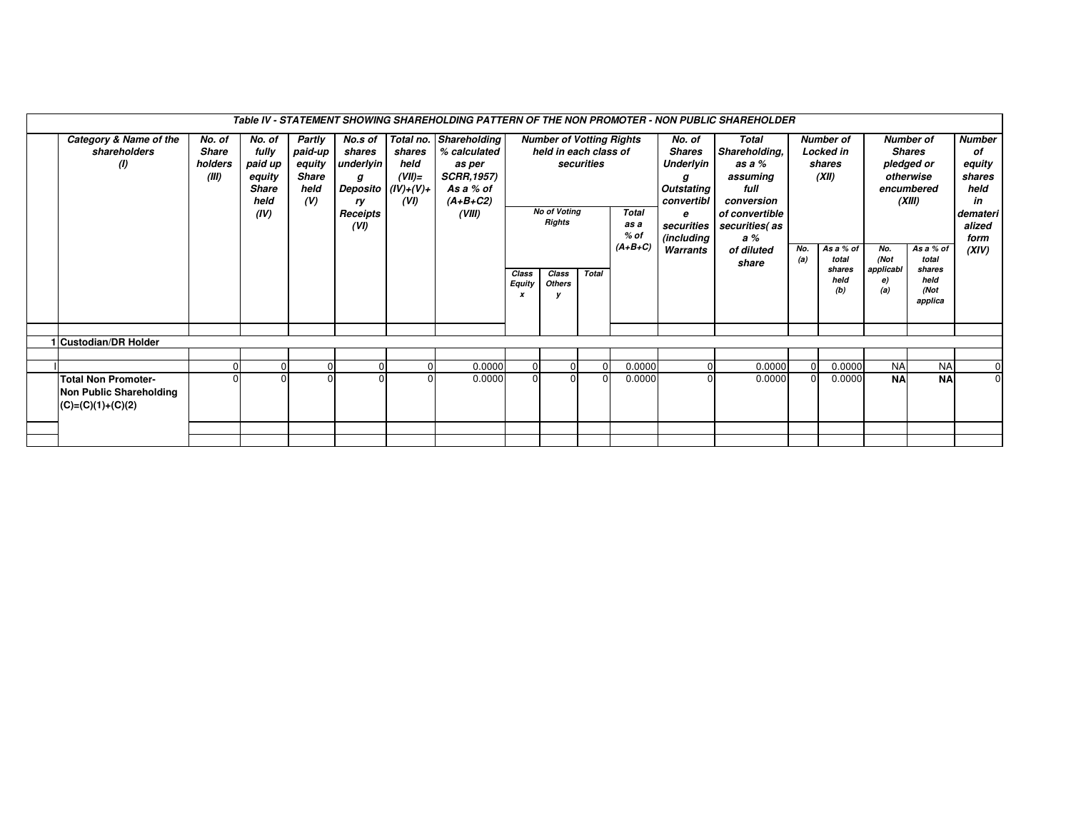| Table IV - STATEMENT SHOWING SHAREHOLDING PATTERN OF THE NON PROMOTER - NON PUBLIC SHAREHOLDER | | | | | | | | | | | | | | | | | | | |
|---|---|---|---|---|---|---|---|---|---|---|---|---|---|---|---|---|---|---|---|
| | **Category & Name of the shareholders (I)** | **No. of Share holders (III)** | **No. of fully paid up equity Share held (IV)** | **Partly paid-up equity Share held (V)** | **No.s of shares underlying Depository Receipts (VI)** | **Total no. shares held (VII)= (IV)+(V)+ (VI)** | **Shareholding % calculated as per SCRR,1957) As a % of (A+B+C2) (VIII)** | **Number of Votting Rights held in each class of securities** | | | | **No. of Shares Underlying Outstating convertible securities (including Warrants** | **Total Shareholding, as a % assuming full conversion of convertible securities( as a % of diluted share** | **Number of Locked in shares (XII)** | | **Number of Shares pledged or otherwise encumbered (XIII)** | | **Number of equity shares held in dematerialized form (XIV)** |
| | | | | | | | | **No of Voting Rights** | | | **Total as a % of (A+B+C)** | | | **No. (a)** | **As a % of total shares held (b)** | **No. (Not applicable) (a)** | **As a % of total shares held (Not applica** | |
| | | | | | | | | **Class Equity x** | **Class Others y** | **Total** | | | | | | | | |
| 1 | **Custodian/DR Holder** | | | | | | | | | | | | | | | | | |
| | | | | | | | | | | | | | | | | | | |
| I | | 0 | 0 | 0 | 0 | 0 | 0.0000 | 0 | 0 | 0 | 0.0000 | 0 | 0.0000 | 0 | 0.0000 | NA | NA | 0 |
| | **Total Non Promoter- Non Public Shareholding (C)=(C)(1)+(C)(2)** | 0 | 0 | 0 | 0 | 0 | 0.0000 | 0 | 0 | 0 | 0.0000 | 0 | 0.0000 | 0 | 0.0000 | **NA** | **NA** | 0 |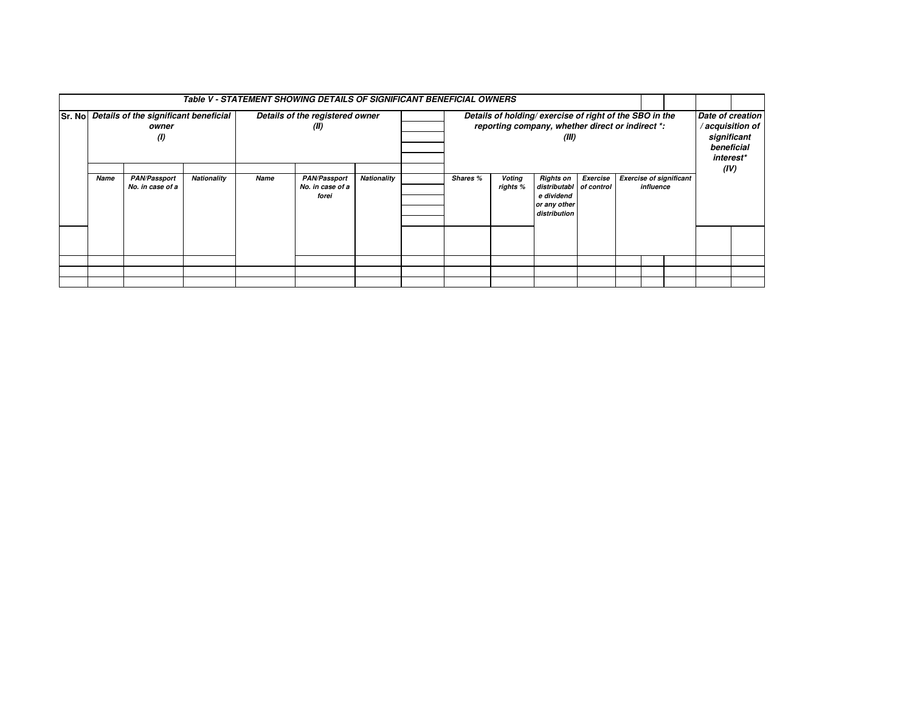| Table V - STATEMENT SHOWING DETAILS OF SIGNIFICANT BENEFICIAL OWNERS | | | | | | | | | | | | | |
|---|---|---|---|---|---|---|---|---|---|---|---|---|---|
| Sr. No | Details of the significant beneficial owner (I) | | | Details of the registered owner (II) | | | | Details of holding/ exercise of right of the SBO in the reporting company, whether direct or indirect *: (III) | | | | | Date of creation / acquisition of significant beneficial interest* (IV) |
| | Name | PAN/Passport No. in case of a | Nationality | Name | PAN/Passport No. in case of a forei | Nationality | | Shares % | Voting rights % | Rights on distributable dividend or any other distribution | Exercise of control | Exercise of significant influence | |
| | | | | | | | | | | | | | |
| | | | | | | | | | | | | | |
| | | | | | | | | | | | | | |